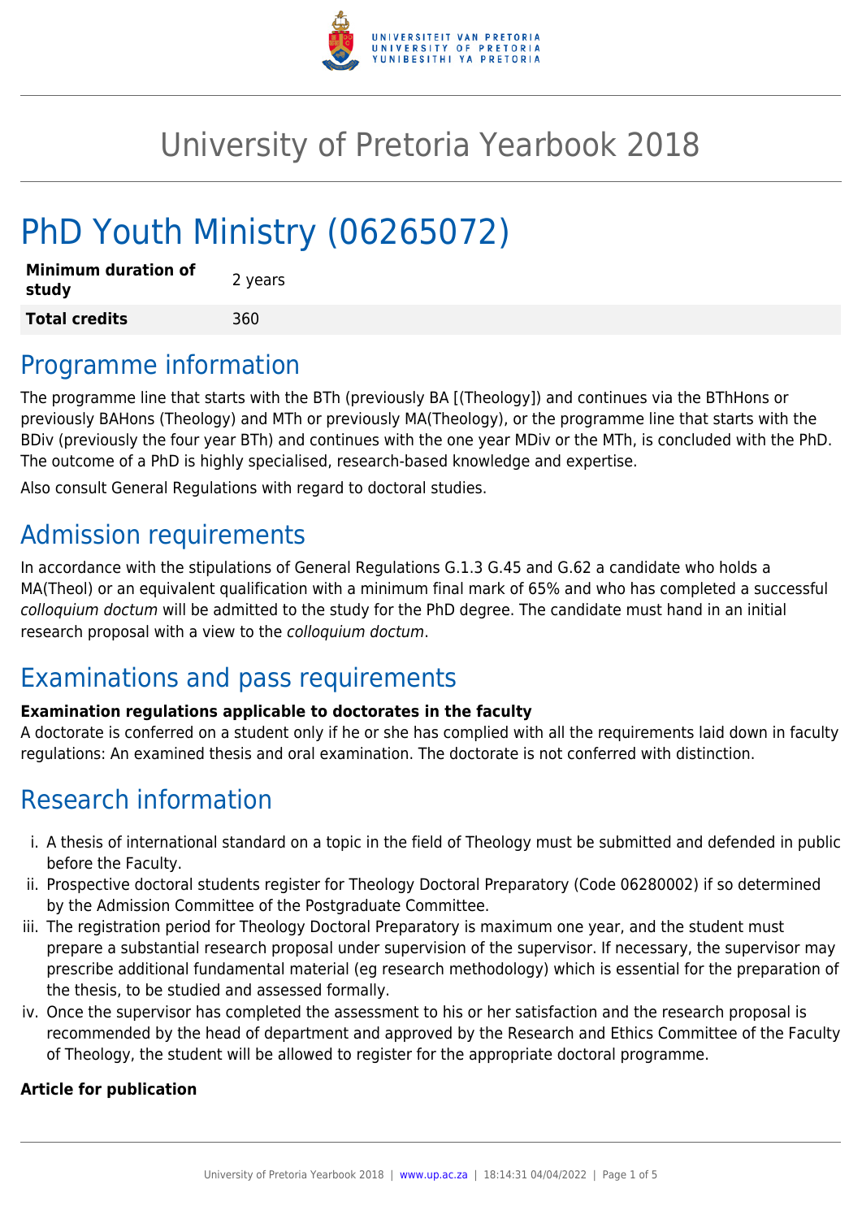# University of Pretoria Yearbook 2018

# PhD Youth Ministry (06265072)

| | |
|---|---|
| **Minimum duration of study** | 2 years |
| **Total credits** | 360 |

## Programme information

The programme line that starts with the BTh (previously BA [(Theology]) and continues via the BThHons or previously BAHons (Theology) and MTh or previously MA(Theology), or the programme line that starts with the BDiv (previously the four year BTh) and continues with the one year MDiv or the MTh, is concluded with the PhD. The outcome of a PhD is highly specialised, research-based knowledge and expertise.

Also consult General Regulations with regard to doctoral studies.

## Admission requirements

In accordance with the stipulations of General Regulations G.1.3 G.45 and G.62 a candidate who holds a MA(Theol) or an equivalent qualification with a minimum final mark of 65% and who has completed a successful *colloquium doctum* will be admitted to the study for the PhD degree. The candidate must hand in an initial research proposal with a view to the *colloquium doctum*.

## Examinations and pass requirements

**Examination regulations applicable to doctorates in the faculty**

A doctorate is conferred on a student only if he or she has complied with all the requirements laid down in faculty regulations: An examined thesis and oral examination. The doctorate is not conferred with distinction.

## Research information

i. A thesis of international standard on a topic in the field of Theology must be submitted and defended in public before the Faculty.
ii. Prospective doctoral students register for Theology Doctoral Preparatory (Code 06280002) if so determined by the Admission Committee of the Postgraduate Committee.
iii. The registration period for Theology Doctoral Preparatory is maximum one year, and the student must prepare a substantial research proposal under supervision of the supervisor. If necessary, the supervisor may prescribe additional fundamental material (eg research methodology) which is essential for the preparation of the thesis, to be studied and assessed formally.
iv. Once the supervisor has completed the assessment to his or her satisfaction and the research proposal is recommended by the head of department and approved by the Research and Ethics Committee of the Faculty of Theology, the student will be allowed to register for the appropriate doctoral programme.

**Article for publication**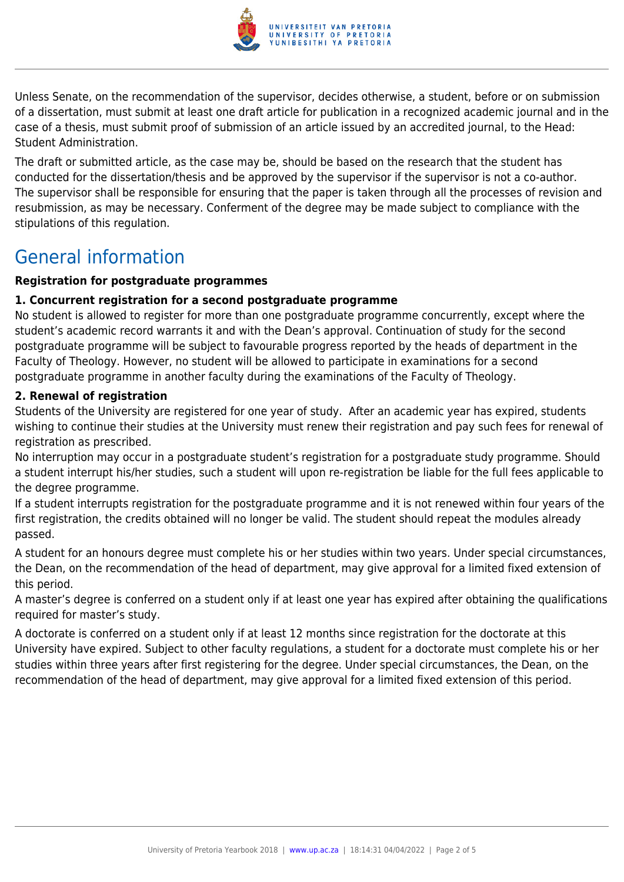Unless Senate, on the recommendation of the supervisor, decides otherwise, a student, before or on submission of a dissertation, must submit at least one draft article for publication in a recognized academic journal and in the case of a thesis, must submit proof of submission of an article issued by an accredited journal, to the Head: Student Administration.

The draft or submitted article, as the case may be, should be based on the research that the student has conducted for the dissertation/thesis and be approved by the supervisor if the supervisor is not a co-author. The supervisor shall be responsible for ensuring that the paper is taken through all the processes of revision and resubmission, as may be necessary. Conferment of the degree may be made subject to compliance with the stipulations of this regulation.

# General information

**Registration for postgraduate programmes**

### 1. Concurrent registration for a second postgraduate programme

No student is allowed to register for more than one postgraduate programme concurrently, except where the student's academic record warrants it and with the Dean's approval. Continuation of study for the second postgraduate programme will be subject to favourable progress reported by the heads of department in the Faculty of Theology. However, no student will be allowed to participate in examinations for a second postgraduate programme in another faculty during the examinations of the Faculty of Theology.

### 2. Renewal of registration

Students of the University are registered for one year of study. After an academic year has expired, students wishing to continue their studies at the University must renew their registration and pay such fees for renewal of registration as prescribed.

No interruption may occur in a postgraduate student's registration for a postgraduate study programme. Should a student interrupt his/her studies, such a student will upon re-registration be liable for the full fees applicable to the degree programme.

If a student interrupts registration for the postgraduate programme and it is not renewed within four years of the first registration, the credits obtained will no longer be valid. The student should repeat the modules already passed.

A student for an honours degree must complete his or her studies within two years. Under special circumstances, the Dean, on the recommendation of the head of department, may give approval for a limited fixed extension of this period.

A master's degree is conferred on a student only if at least one year has expired after obtaining the qualifications required for master's study.

A doctorate is conferred on a student only if at least 12 months since registration for the doctorate at this University have expired. Subject to other faculty regulations, a student for a doctorate must complete his or her studies within three years after first registering for the degree. Under special circumstances, the Dean, on the recommendation of the head of department, may give approval for a limited fixed extension of this period.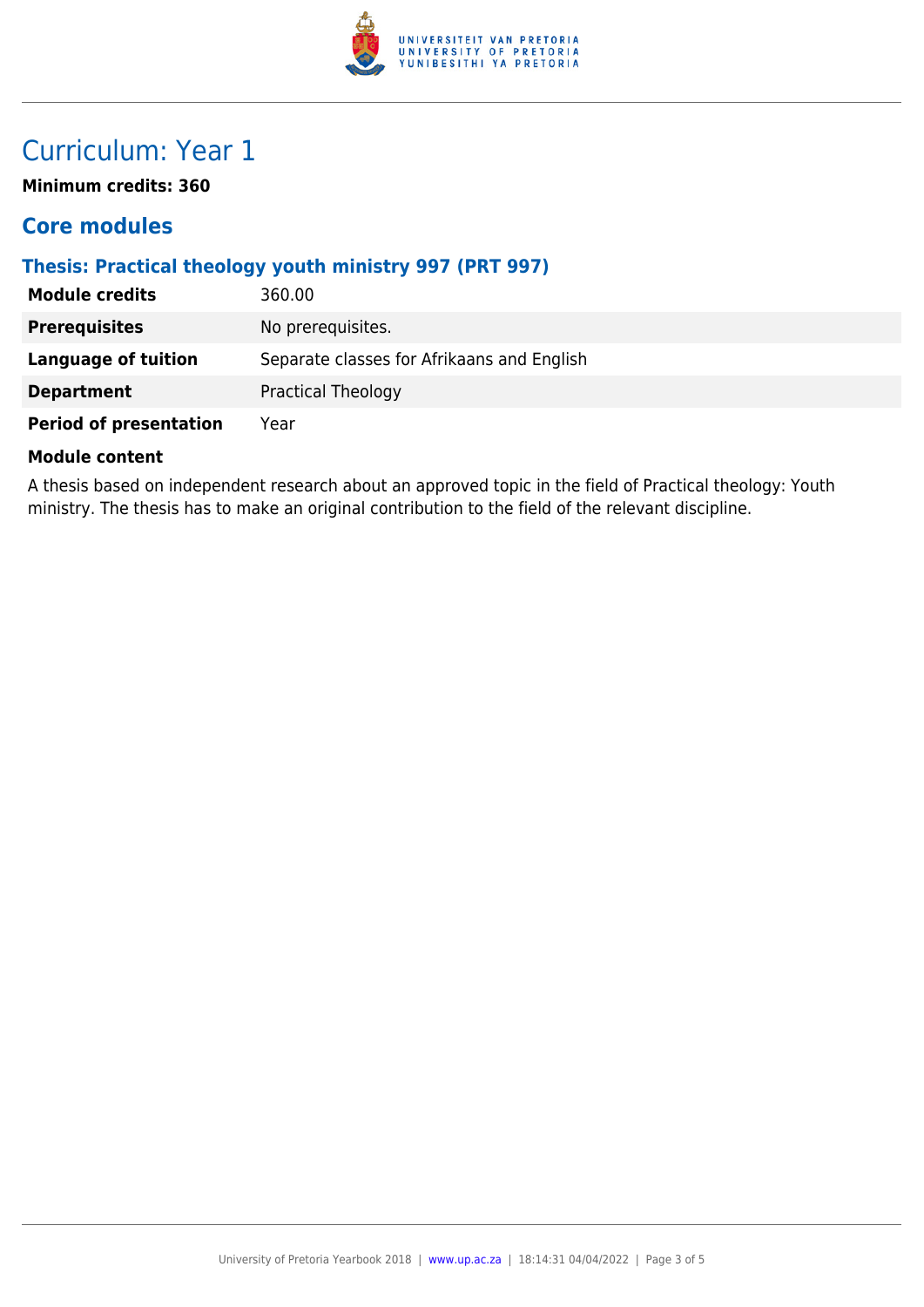# Curriculum: Year 1

**Minimum credits: 360**

## Core modules

### Thesis: Practical theology youth ministry 997 (PRT 997)

| | |
|---|---|
| **Module credits** | 360.00 |
| **Prerequisites** | No prerequisites. |
| **Language of tuition** | Separate classes for Afrikaans and English |
| **Department** | Practical Theology |
| **Period of presentation** | Year |

**Module content**

A thesis based on independent research about an approved topic in the field of Practical theology: Youth ministry. The thesis has to make an original contribution to the field of the relevant discipline.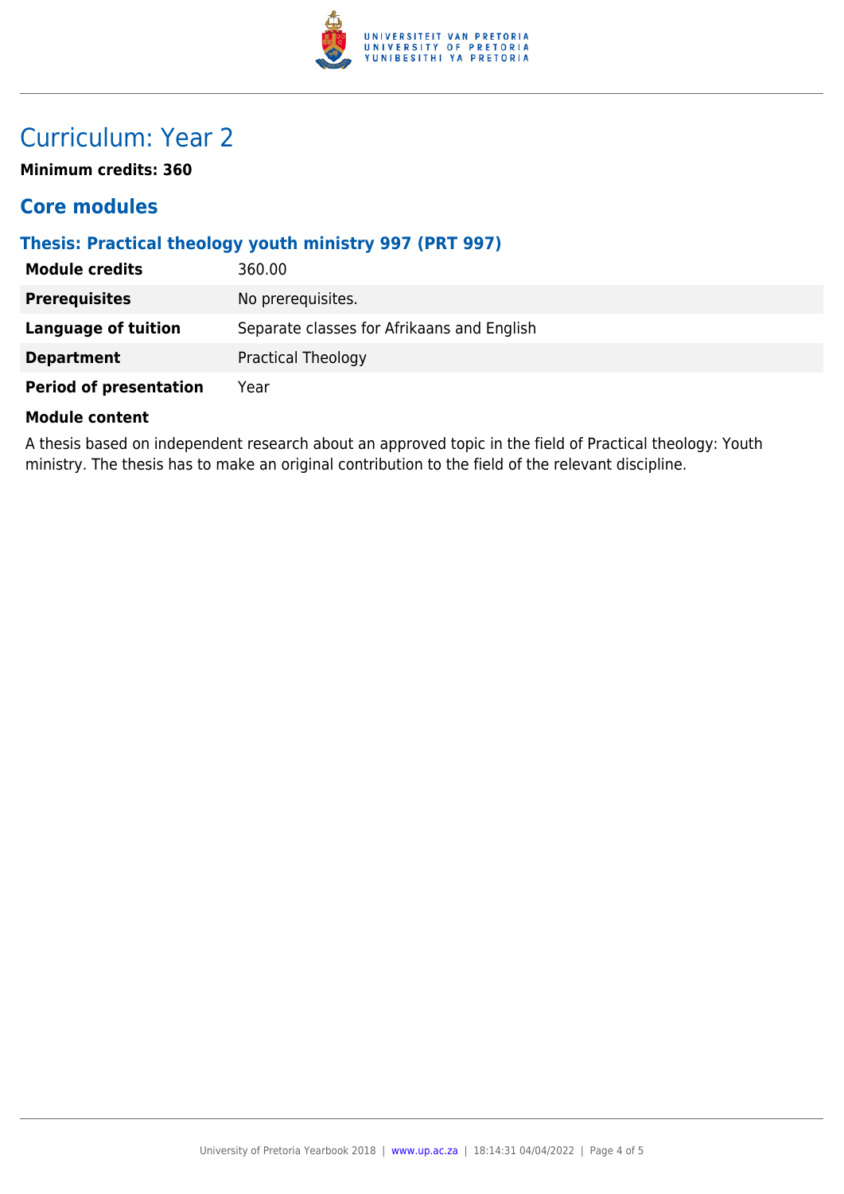# Curriculum: Year 2

**Minimum credits: 360**

## Core modules

### Thesis: Practical theology youth ministry 997 (PRT 997)

| | |
|---|---|
| **Module credits** | 360.00 |
| **Prerequisites** | No prerequisites. |
| **Language of tuition** | Separate classes for Afrikaans and English |
| **Department** | Practical Theology |
| **Period of presentation** | Year |

**Module content**

A thesis based on independent research about an approved topic in the field of Practical theology: Youth ministry. The thesis has to make an original contribution to the field of the relevant discipline.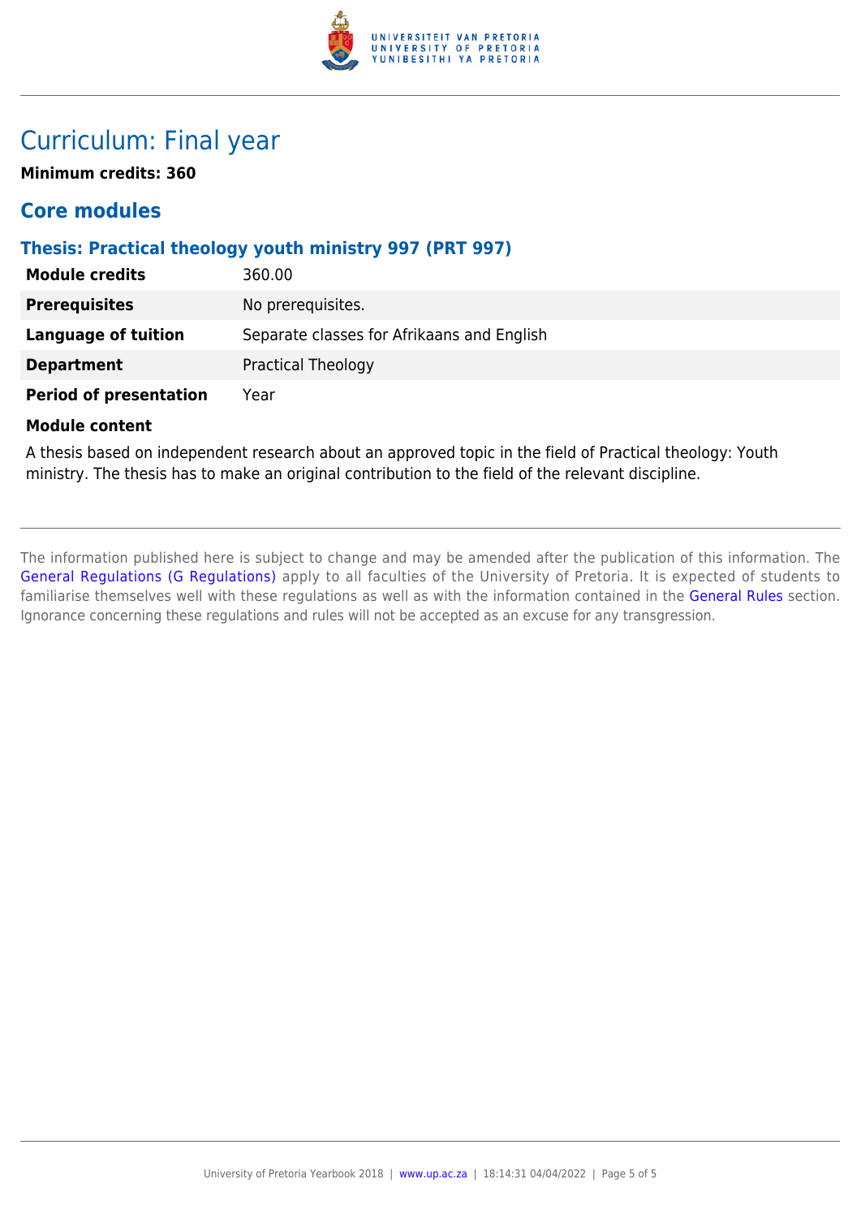## Curriculum: Final year

**Minimum credits: 360**

### Core modules

#### Thesis: Practical theology youth ministry 997 (PRT 997)

| | |
|---|---|
| **Module credits** | 360.00 |
| **Prerequisites** | No prerequisites. |
| **Language of tuition** | Separate classes for Afrikaans and English |
| **Department** | Practical Theology |
| **Period of presentation** | Year |

**Module content**

A thesis based on independent research about an approved topic in the field of Practical theology: Youth ministry. The thesis has to make an original contribution to the field of the relevant discipline.

---

The information published here is subject to change and may be amended after the publication of this information. The General Regulations (G Regulations) apply to all faculties of the University of Pretoria. It is expected of students to familiarise themselves well with these regulations as well as with the information contained in the General Rules section. Ignorance concerning these regulations and rules will not be accepted as an excuse for any transgression.